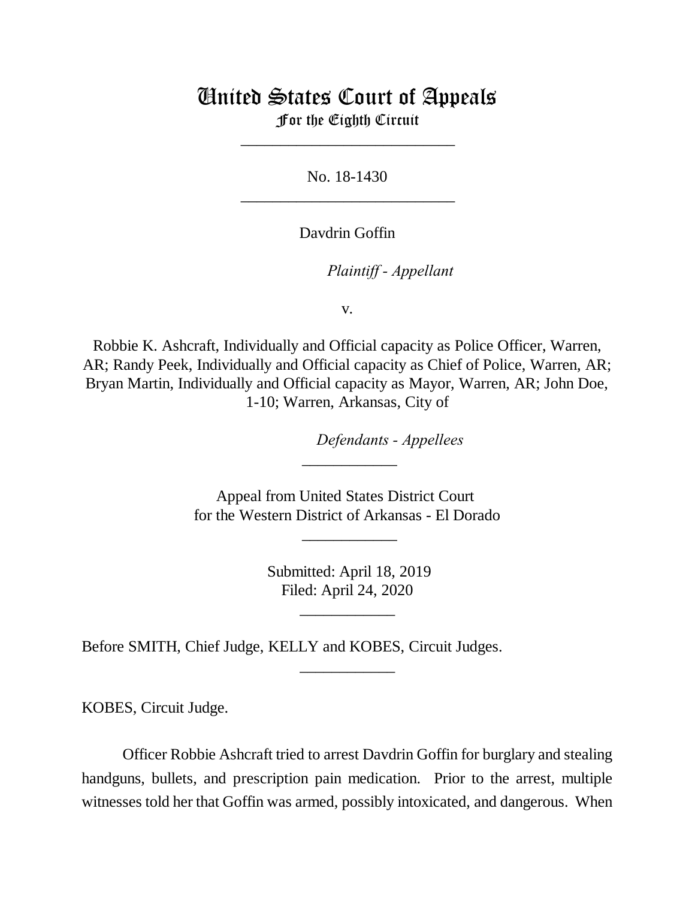# United States Court of Appeals
## For the Eighth Circuit

---

No. 18-1430

---

Davdrin Goffin

*Plaintiff - Appellant*

v.

Robbie K. Ashcraft, Individually and Official capacity as Police Officer, Warren, AR; Randy Peek, Individually and Official capacity as Chief of Police, Warren, AR; Bryan Martin, Individually and Official capacity as Mayor, Warren, AR; John Doe, 1-10; Warren, Arkansas, City of

*Defendants - Appellees*

---

Appeal from United States District Court
for the Western District of Arkansas - El Dorado

---

Submitted: April 18, 2019
Filed: April 24, 2020

---

Before SMITH, Chief Judge, KELLY and KOBES, Circuit Judges.

---

KOBES, Circuit Judge.

Officer Robbie Ashcraft tried to arrest Davdrin Goffin for burglary and stealing handguns, bullets, and prescription pain medication. Prior to the arrest, multiple witnesses told her that Goffin was armed, possibly intoxicated, and dangerous. When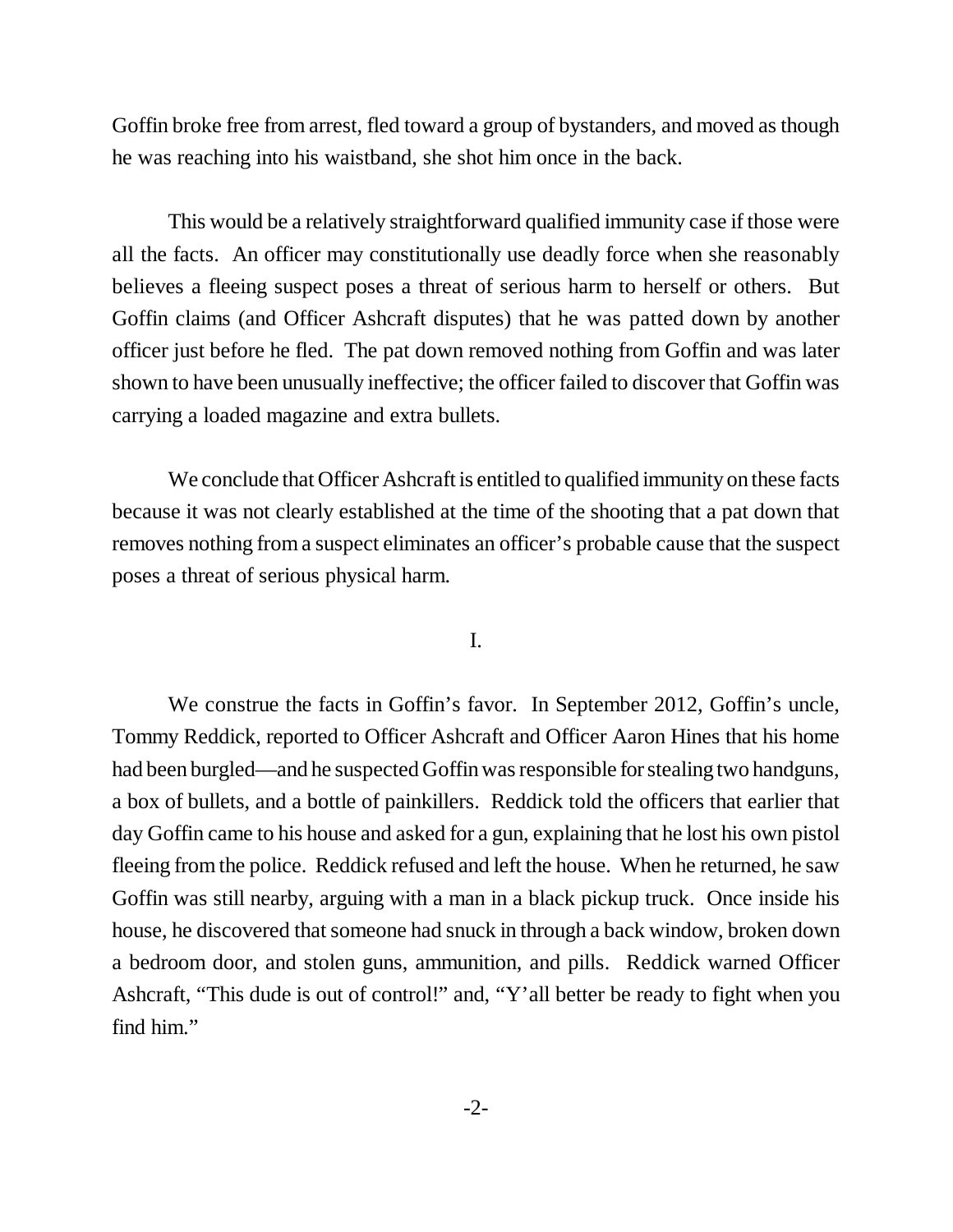Goffin broke free from arrest, fled toward a group of bystanders, and moved as though he was reaching into his waistband, she shot him once in the back.

This would be a relatively straightforward qualified immunity case if those were all the facts. An officer may constitutionally use deadly force when she reasonably believes a fleeing suspect poses a threat of serious harm to herself or others. But Goffin claims (and Officer Ashcraft disputes) that he was patted down by another officer just before he fled. The pat down removed nothing from Goffin and was later shown to have been unusually ineffective; the officer failed to discover that Goffin was carrying a loaded magazine and extra bullets.

We conclude that Officer Ashcraft is entitled to qualified immunity on these facts because it was not clearly established at the time of the shooting that a pat down that removes nothing from a suspect eliminates an officer's probable cause that the suspect poses a threat of serious physical harm.

## I.

We construe the facts in Goffin's favor. In September 2012, Goffin's uncle, Tommy Reddick, reported to Officer Ashcraft and Officer Aaron Hines that his home had been burgled—and he suspected Goffin was responsible for stealing two handguns, a box of bullets, and a bottle of painkillers. Reddick told the officers that earlier that day Goffin came to his house and asked for a gun, explaining that he lost his own pistol fleeing from the police. Reddick refused and left the house. When he returned, he saw Goffin was still nearby, arguing with a man in a black pickup truck. Once inside his house, he discovered that someone had snuck in through a back window, broken down a bedroom door, and stolen guns, ammunition, and pills. Reddick warned Officer Ashcraft, "This dude is out of control!" and, "Y'all better be ready to fight when you find him."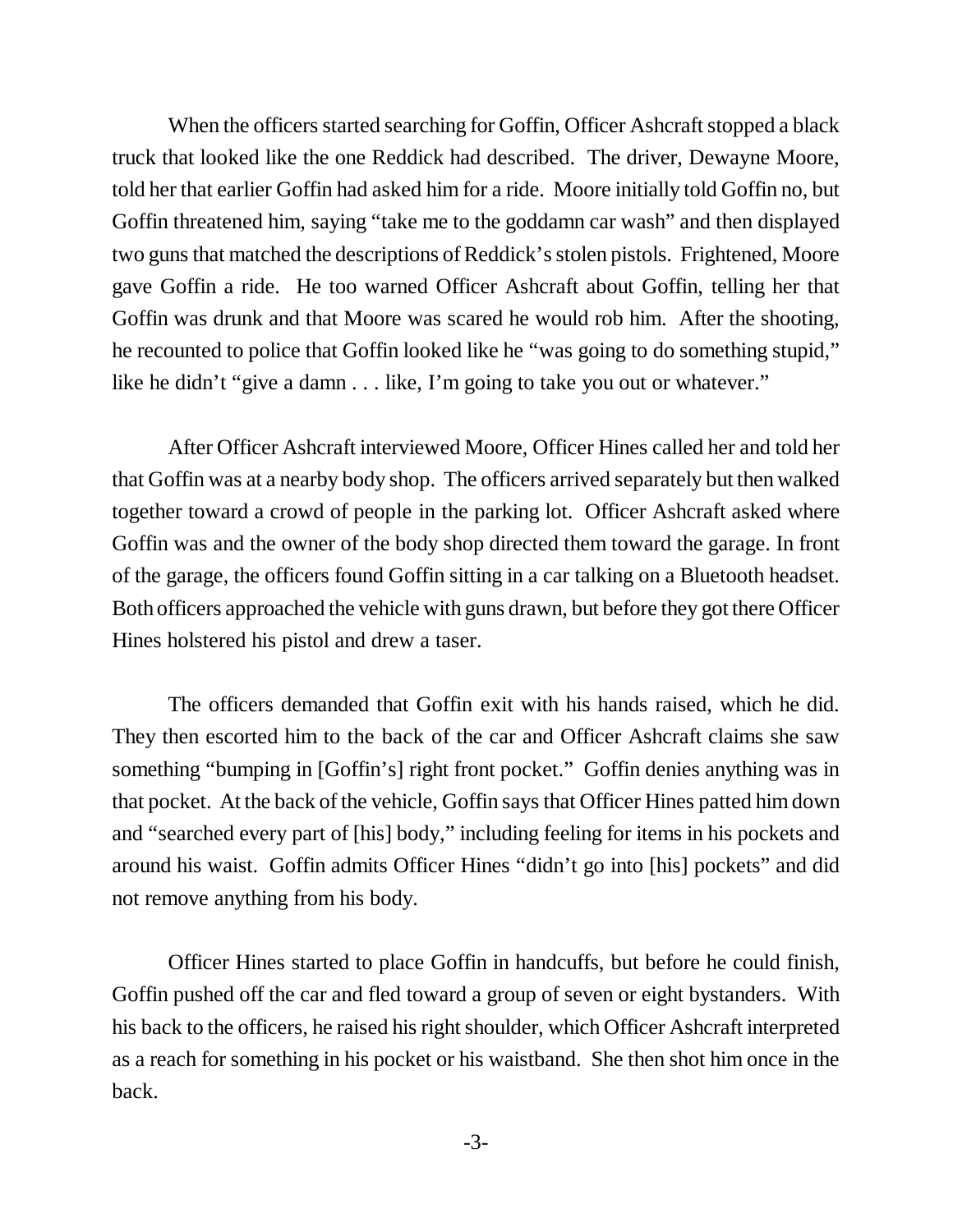When the officers started searching for Goffin, Officer Ashcraft stopped a black truck that looked like the one Reddick had described. The driver, Dewayne Moore, told her that earlier Goffin had asked him for a ride. Moore initially told Goffin no, but Goffin threatened him, saying "take me to the goddamn car wash" and then displayed two guns that matched the descriptions of Reddick's stolen pistols. Frightened, Moore gave Goffin a ride. He too warned Officer Ashcraft about Goffin, telling her that Goffin was drunk and that Moore was scared he would rob him. After the shooting, he recounted to police that Goffin looked like he "was going to do something stupid," like he didn't "give a damn . . . like, I'm going to take you out or whatever."

After Officer Ashcraft interviewed Moore, Officer Hines called her and told her that Goffin was at a nearby body shop. The officers arrived separately but then walked together toward a crowd of people in the parking lot. Officer Ashcraft asked where Goffin was and the owner of the body shop directed them toward the garage. In front of the garage, the officers found Goffin sitting in a car talking on a Bluetooth headset. Both officers approached the vehicle with guns drawn, but before they got there Officer Hines holstered his pistol and drew a taser.

The officers demanded that Goffin exit with his hands raised, which he did. They then escorted him to the back of the car and Officer Ashcraft claims she saw something "bumping in [Goffin's] right front pocket." Goffin denies anything was in that pocket. At the back of the vehicle, Goffin says that Officer Hines patted him down and "searched every part of [his] body," including feeling for items in his pockets and around his waist. Goffin admits Officer Hines "didn't go into [his] pockets" and did not remove anything from his body.

Officer Hines started to place Goffin in handcuffs, but before he could finish, Goffin pushed off the car and fled toward a group of seven or eight bystanders. With his back to the officers, he raised his right shoulder, which Officer Ashcraft interpreted as a reach for something in his pocket or his waistband. She then shot him once in the back.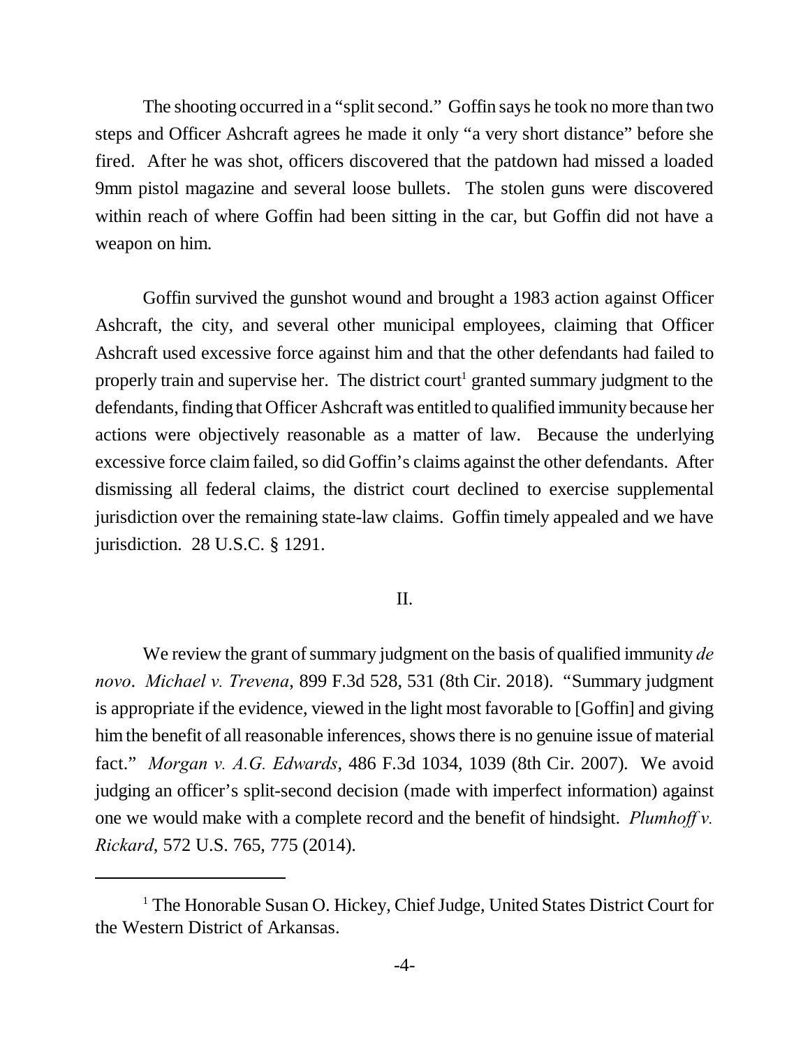The shooting occurred in a "split second." Goffin says he took no more than two steps and Officer Ashcraft agrees he made it only "a very short distance" before she fired. After he was shot, officers discovered that the patdown had missed a loaded 9mm pistol magazine and several loose bullets. The stolen guns were discovered within reach of where Goffin had been sitting in the car, but Goffin did not have a weapon on him.

Goffin survived the gunshot wound and brought a 1983 action against Officer Ashcraft, the city, and several other municipal employees, claiming that Officer Ashcraft used excessive force against him and that the other defendants had failed to properly train and supervise her. The district court[1] granted summary judgment to the defendants, finding that Officer Ashcraft was entitled to qualified immunity because her actions were objectively reasonable as a matter of law. Because the underlying excessive force claim failed, so did Goffin's claims against the other defendants. After dismissing all federal claims, the district court declined to exercise supplemental jurisdiction over the remaining state-law claims. Goffin timely appealed and we have jurisdiction. 28 U.S.C. § 1291.

## II.

We review the grant of summary judgment on the basis of qualified immunity *de novo*. *Michael v. Trevena*, 899 F.3d 528, 531 (8th Cir. 2018). "Summary judgment is appropriate if the evidence, viewed in the light most favorable to [Goffin] and giving him the benefit of all reasonable inferences, shows there is no genuine issue of material fact." *Morgan v. A.G. Edwards*, 486 F.3d 1034, 1039 (8th Cir. 2007). We avoid judging an officer's split-second decision (made with imperfect information) against one we would make with a complete record and the benefit of hindsight. *Plumhoff v. Rickard*, 572 U.S. 765, 775 (2014).

---

[1] The Honorable Susan O. Hickey, Chief Judge, United States District Court for the Western District of Arkansas.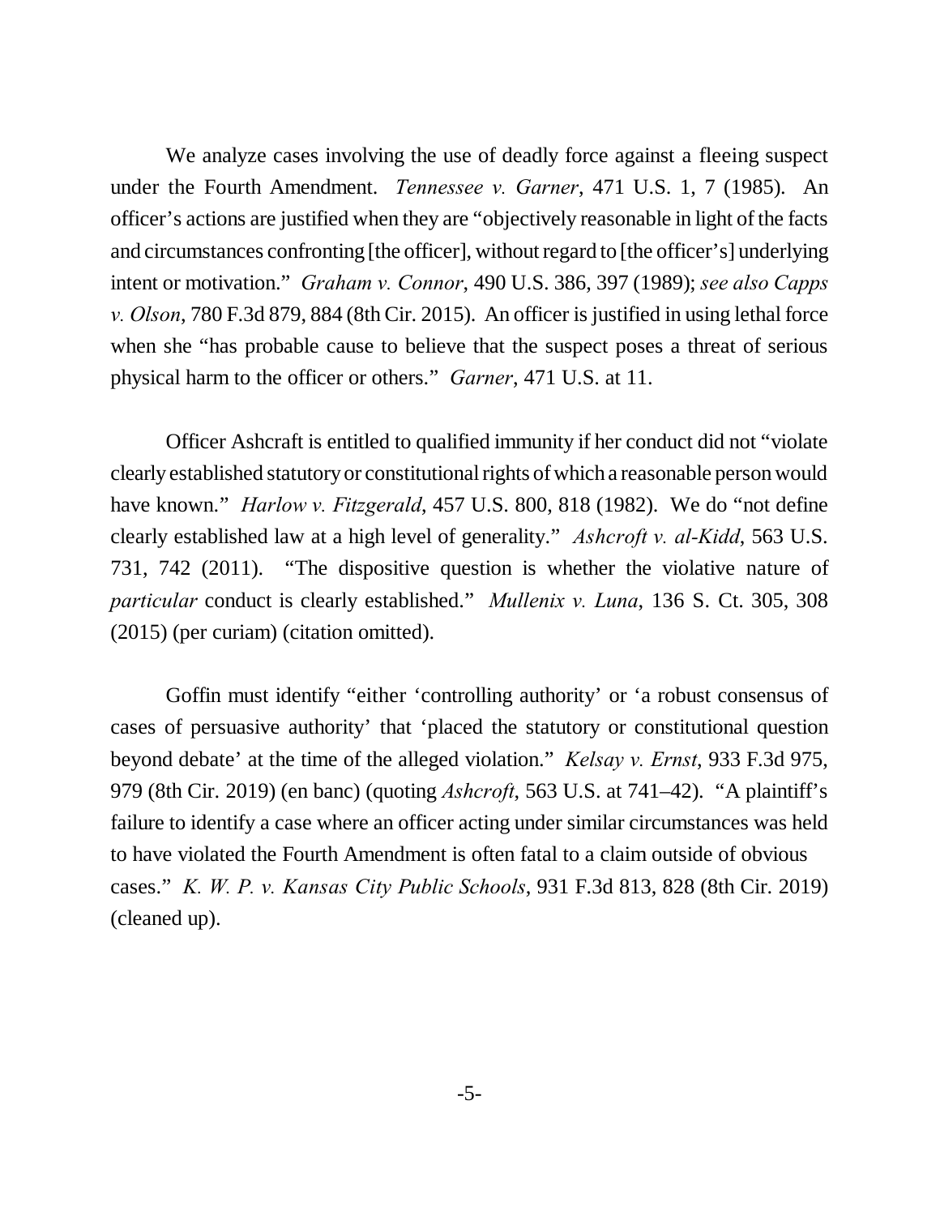We analyze cases involving the use of deadly force against a fleeing suspect under the Fourth Amendment. *Tennessee v. Garner*, 471 U.S. 1, 7 (1985). An officer's actions are justified when they are "objectively reasonable in light of the facts and circumstances confronting [the officer], without regard to [the officer's] underlying intent or motivation." *Graham v. Connor*, 490 U.S. 386, 397 (1989); *see also Capps v. Olson*, 780 F.3d 879, 884 (8th Cir. 2015). An officer is justified in using lethal force when she "has probable cause to believe that the suspect poses a threat of serious physical harm to the officer or others." *Garner*, 471 U.S. at 11.

Officer Ashcraft is entitled to qualified immunity if her conduct did not "violate clearly established statutory or constitutional rights of which a reasonable person would have known." *Harlow v. Fitzgerald*, 457 U.S. 800, 818 (1982). We do "not define clearly established law at a high level of generality." *Ashcroft v. al-Kidd*, 563 U.S. 731, 742 (2011). "The dispositive question is whether the violative nature of *particular* conduct is clearly established." *Mullenix v. Luna*, 136 S. Ct. 305, 308 (2015) (per curiam) (citation omitted).

Goffin must identify "either 'controlling authority' or 'a robust consensus of cases of persuasive authority' that 'placed the statutory or constitutional question beyond debate' at the time of the alleged violation." *Kelsay v. Ernst*, 933 F.3d 975, 979 (8th Cir. 2019) (en banc) (quoting *Ashcroft*, 563 U.S. at 741–42). "A plaintiff's failure to identify a case where an officer acting under similar circumstances was held to have violated the Fourth Amendment is often fatal to a claim outside of obvious cases." *K. W. P. v. Kansas City Public Schools*, 931 F.3d 813, 828 (8th Cir. 2019) (cleaned up).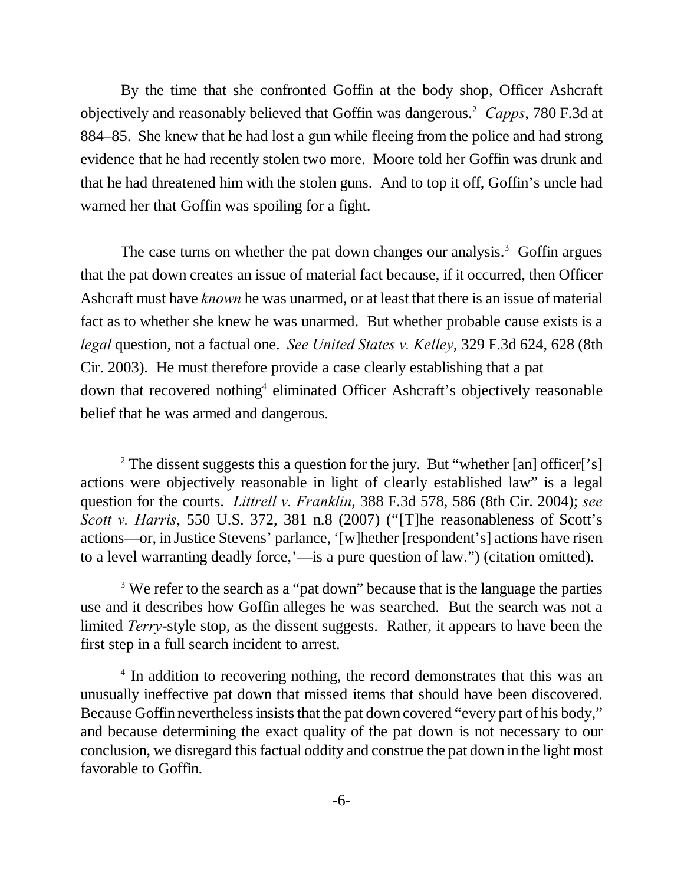By the time that she confronted Goffin at the body shop, Officer Ashcraft objectively and reasonably believed that Goffin was dangerous.[2] *Capps*, 780 F.3d at 884–85. She knew that he had lost a gun while fleeing from the police and had strong evidence that he had recently stolen two more. Moore told her Goffin was drunk and that he had threatened him with the stolen guns. And to top it off, Goffin's uncle had warned her that Goffin was spoiling for a fight.

The case turns on whether the pat down changes our analysis.[3] Goffin argues that the pat down creates an issue of material fact because, if it occurred, then Officer Ashcraft must have *known* he was unarmed, or at least that there is an issue of material fact as to whether she knew he was unarmed. But whether probable cause exists is a *legal* question, not a factual one. *See United States v. Kelley*, 329 F.3d 624, 628 (8th Cir. 2003). He must therefore provide a case clearly establishing that a pat down that recovered nothing[4] eliminated Officer Ashcraft's objectively reasonable belief that he was armed and dangerous.

---

[2] The dissent suggests this a question for the jury. But "whether [an] officer['s] actions were objectively reasonable in light of clearly established law" is a legal question for the courts. *Littrell v. Franklin*, 388 F.3d 578, 586 (8th Cir. 2004); *see Scott v. Harris*, 550 U.S. 372, 381 n.8 (2007) ("[T]he reasonableness of Scott's actions—or, in Justice Stevens' parlance, '[w]hether [respondent's] actions have risen to a level warranting deadly force,'—is a pure question of law.") (citation omitted).

[3] We refer to the search as a "pat down" because that is the language the parties use and it describes how Goffin alleges he was searched. But the search was not a limited *Terry*-style stop, as the dissent suggests. Rather, it appears to have been the first step in a full search incident to arrest.

[4] In addition to recovering nothing, the record demonstrates that this was an unusually ineffective pat down that missed items that should have been discovered. Because Goffin nevertheless insists that the pat down covered "every part of his body," and because determining the exact quality of the pat down is not necessary to our conclusion, we disregard this factual oddity and construe the pat down in the light most favorable to Goffin.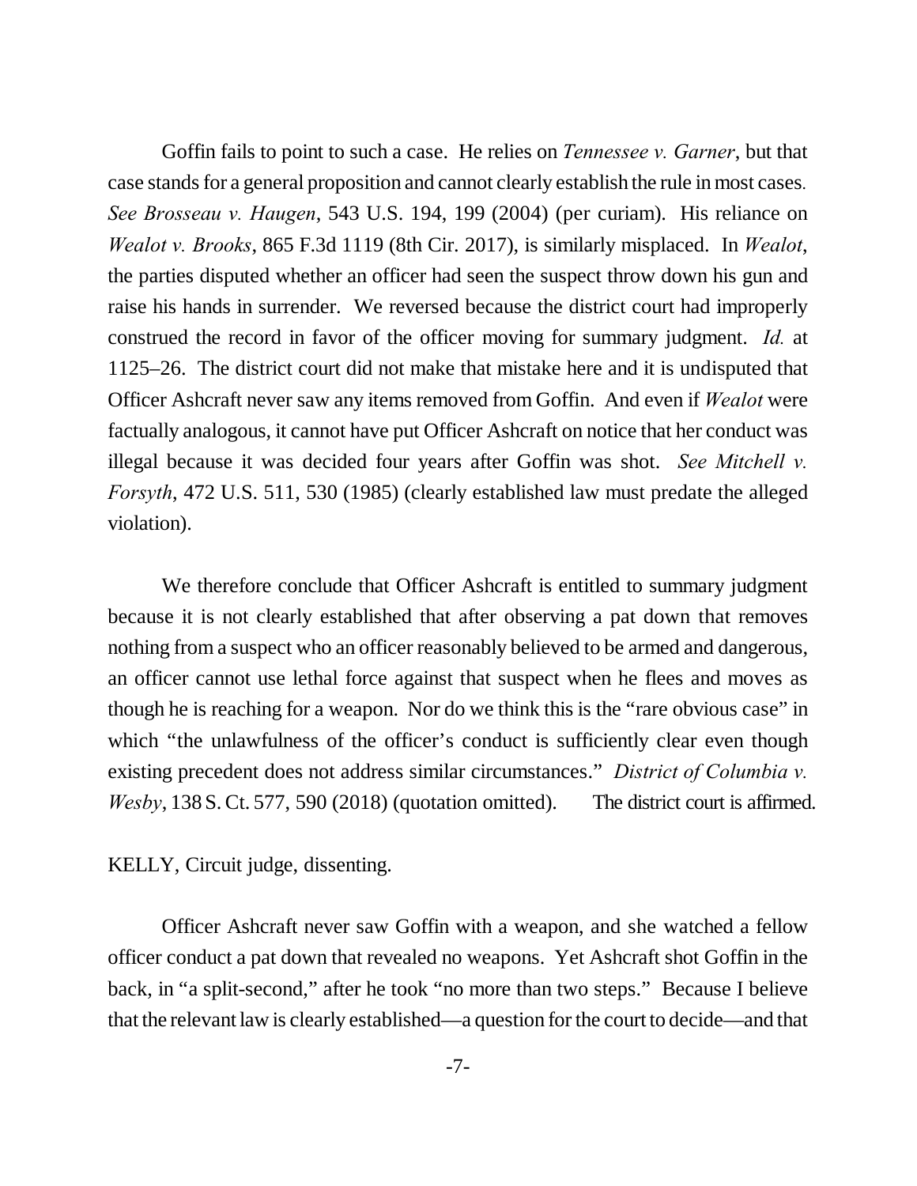Goffin fails to point to such a case. He relies on *Tennessee v. Garner*, but that case stands for a general proposition and cannot clearly establish the rule in most cases. *See Brosseau v. Haugen*, 543 U.S. 194, 199 (2004) (per curiam). His reliance on *Wealot v. Brooks*, 865 F.3d 1119 (8th Cir. 2017), is similarly misplaced. In *Wealot*, the parties disputed whether an officer had seen the suspect throw down his gun and raise his hands in surrender. We reversed because the district court had improperly construed the record in favor of the officer moving for summary judgment. *Id.* at 1125–26. The district court did not make that mistake here and it is undisputed that Officer Ashcraft never saw any items removed from Goffin. And even if *Wealot* were factually analogous, it cannot have put Officer Ashcraft on notice that her conduct was illegal because it was decided four years after Goffin was shot. *See Mitchell v. Forsyth*, 472 U.S. 511, 530 (1985) (clearly established law must predate the alleged violation).

We therefore conclude that Officer Ashcraft is entitled to summary judgment because it is not clearly established that after observing a pat down that removes nothing from a suspect who an officer reasonably believed to be armed and dangerous, an officer cannot use lethal force against that suspect when he flees and moves as though he is reaching for a weapon. Nor do we think this is the "rare obvious case" in which "the unlawfulness of the officer's conduct is sufficiently clear even though existing precedent does not address similar circumstances." *District of Columbia v. Wesby*, 138 S. Ct. 577, 590 (2018) (quotation omitted). The district court is affirmed.

KELLY, Circuit judge, dissenting.

Officer Ashcraft never saw Goffin with a weapon, and she watched a fellow officer conduct a pat down that revealed no weapons. Yet Ashcraft shot Goffin in the back, in "a split-second," after he took "no more than two steps." Because I believe that the relevant law is clearly established—a question for the court to decide—and that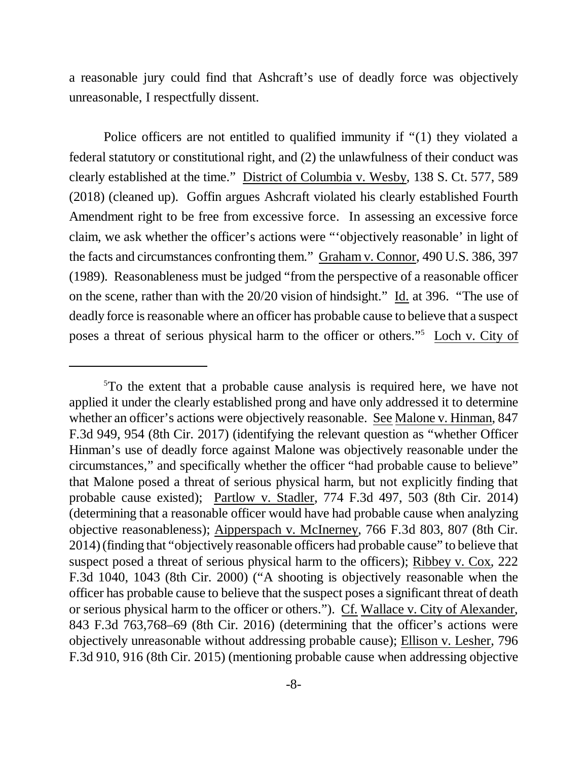a reasonable jury could find that Ashcraft's use of deadly force was objectively unreasonable, I respectfully dissent.

Police officers are not entitled to qualified immunity if "(1) they violated a federal statutory or constitutional right, and (2) the unlawfulness of their conduct was clearly established at the time." District of Columbia v. Wesby, 138 S. Ct. 577, 589 (2018) (cleaned up). Goffin argues Ashcraft violated his clearly established Fourth Amendment right to be free from excessive force. In assessing an excessive force claim, we ask whether the officer's actions were "'objectively reasonable' in light of the facts and circumstances confronting them." Graham v. Connor, 490 U.S. 386, 397 (1989). Reasonableness must be judged "from the perspective of a reasonable officer on the scene, rather than with the 20/20 vision of hindsight." Id. at 396. "The use of deadly force is reasonable where an officer has probable cause to believe that a suspect poses a threat of serious physical harm to the officer or others."[5] Loch v. City of

[5]To the extent that a probable cause analysis is required here, we have not applied it under the clearly established prong and have only addressed it to determine whether an officer's actions were objectively reasonable. See Malone v. Hinman, 847 F.3d 949, 954 (8th Cir. 2017) (identifying the relevant question as "whether Officer Hinman's use of deadly force against Malone was objectively reasonable under the circumstances," and specifically whether the officer "had probable cause to believe" that Malone posed a threat of serious physical harm, but not explicitly finding that probable cause existed); Partlow v. Stadler, 774 F.3d 497, 503 (8th Cir. 2014) (determining that a reasonable officer would have had probable cause when analyzing objective reasonableness); Aipperspach v. McInerney, 766 F.3d 803, 807 (8th Cir. 2014) (finding that "objectively reasonable officers had probable cause" to believe that suspect posed a threat of serious physical harm to the officers); Ribbey v. Cox, 222 F.3d 1040, 1043 (8th Cir. 2000) ("A shooting is objectively reasonable when the officer has probable cause to believe that the suspect poses a significant threat of death or serious physical harm to the officer or others."). Cf. Wallace v. City of Alexander, 843 F.3d 763,768–69 (8th Cir. 2016) (determining that the officer's actions were objectively unreasonable without addressing probable cause); Ellison v. Lesher, 796 F.3d 910, 916 (8th Cir. 2015) (mentioning probable cause when addressing objective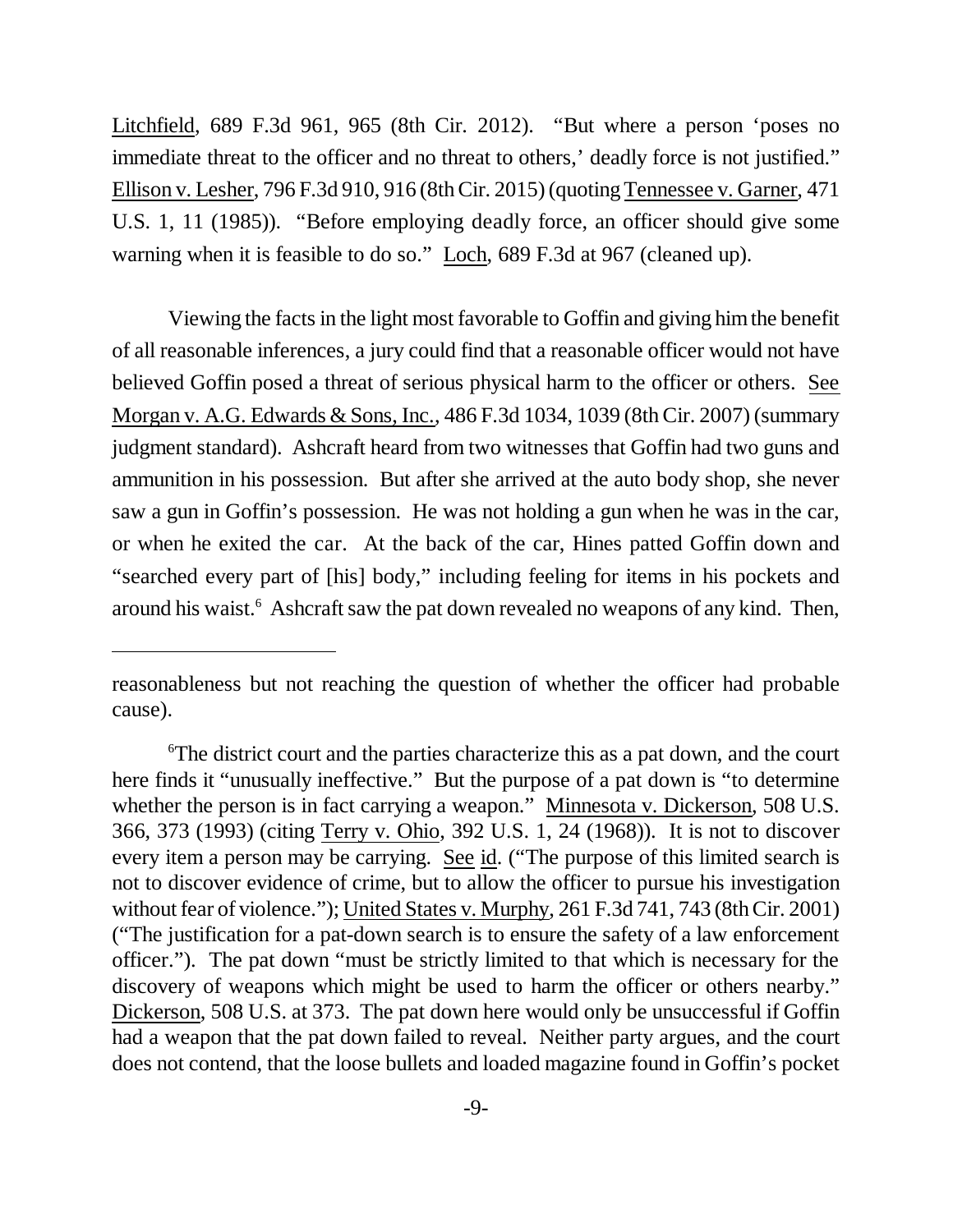Litchfield, 689 F.3d 961, 965 (8th Cir. 2012). "But where a person 'poses no immediate threat to the officer and no threat to others,' deadly force is not justified." Ellison v. Lesher, 796 F.3d 910, 916 (8th Cir. 2015) (quoting Tennessee v. Garner, 471 U.S. 1, 11 (1985)). "Before employing deadly force, an officer should give some warning when it is feasible to do so." Loch, 689 F.3d at 967 (cleaned up).

Viewing the facts in the light most favorable to Goffin and giving him the benefit of all reasonable inferences, a jury could find that a reasonable officer would not have believed Goffin posed a threat of serious physical harm to the officer or others. See Morgan v. A.G. Edwards & Sons, Inc., 486 F.3d 1034, 1039 (8th Cir. 2007) (summary judgment standard). Ashcraft heard from two witnesses that Goffin had two guns and ammunition in his possession. But after she arrived at the auto body shop, she never saw a gun in Goffin's possession. He was not holding a gun when he was in the car, or when he exited the car. At the back of the car, Hines patted Goffin down and "searched every part of [his] body," including feeling for items in his pockets and around his waist.[6] Ashcraft saw the pat down revealed no weapons of any kind. Then,

---

reasonableness but not reaching the question of whether the officer had probable cause).

[6]The district court and the parties characterize this as a pat down, and the court here finds it "unusually ineffective." But the purpose of a pat down is "to determine whether the person is in fact carrying a weapon." Minnesota v. Dickerson, 508 U.S. 366, 373 (1993) (citing Terry v. Ohio, 392 U.S. 1, 24 (1968)). It is not to discover every item a person may be carrying. See id. ("The purpose of this limited search is not to discover evidence of crime, but to allow the officer to pursue his investigation without fear of violence."); United States v. Murphy, 261 F.3d 741, 743 (8th Cir. 2001) ("The justification for a pat-down search is to ensure the safety of a law enforcement officer."). The pat down "must be strictly limited to that which is necessary for the discovery of weapons which might be used to harm the officer or others nearby." Dickerson, 508 U.S. at 373. The pat down here would only be unsuccessful if Goffin had a weapon that the pat down failed to reveal. Neither party argues, and the court does not contend, that the loose bullets and loaded magazine found in Goffin's pocket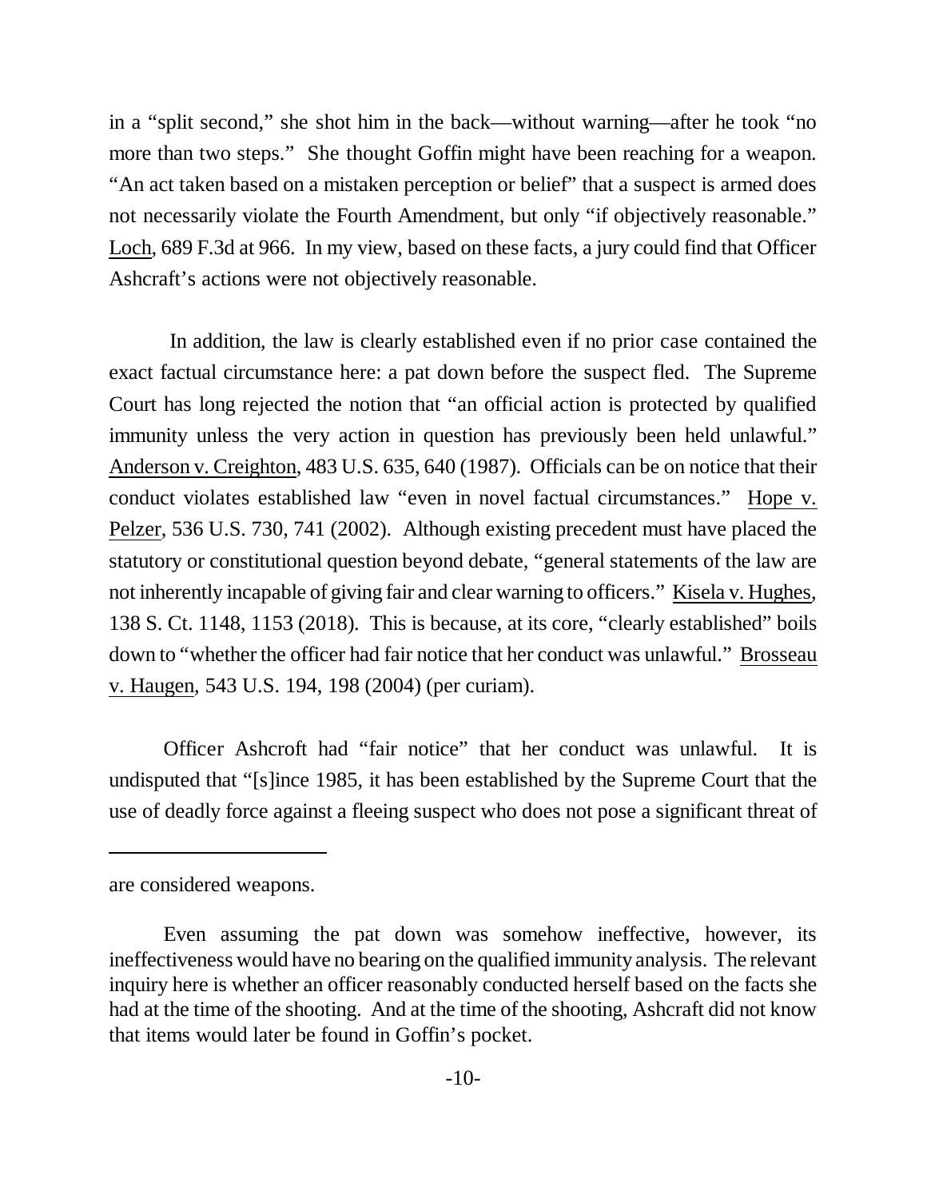in a "split second," she shot him in the back—without warning—after he took "no more than two steps." She thought Goffin might have been reaching for a weapon. "An act taken based on a mistaken perception or belief" that a suspect is armed does not necessarily violate the Fourth Amendment, but only "if objectively reasonable." Loch, 689 F.3d at 966. In my view, based on these facts, a jury could find that Officer Ashcraft's actions were not objectively reasonable.

In addition, the law is clearly established even if no prior case contained the exact factual circumstance here: a pat down before the suspect fled. The Supreme Court has long rejected the notion that "an official action is protected by qualified immunity unless the very action in question has previously been held unlawful." Anderson v. Creighton, 483 U.S. 635, 640 (1987). Officials can be on notice that their conduct violates established law "even in novel factual circumstances." Hope v. Pelzer, 536 U.S. 730, 741 (2002). Although existing precedent must have placed the statutory or constitutional question beyond debate, "general statements of the law are not inherently incapable of giving fair and clear warning to officers." Kisela v. Hughes, 138 S. Ct. 1148, 1153 (2018). This is because, at its core, "clearly established" boils down to "whether the officer had fair notice that her conduct was unlawful." Brosseau v. Haugen, 543 U.S. 194, 198 (2004) (per curiam).

Officer Ashcraft had "fair notice" that her conduct was unlawful. It is undisputed that "[s]ince 1985, it has been established by the Supreme Court that the use of deadly force against a fleeing suspect who does not pose a significant threat of

---

are considered weapons.

Even assuming the pat down was somehow ineffective, however, its ineffectiveness would have no bearing on the qualified immunity analysis. The relevant inquiry here is whether an officer reasonably conducted herself based on the facts she had at the time of the shooting. And at the time of the shooting, Ashcraft did not know that items would later be found in Goffin's pocket.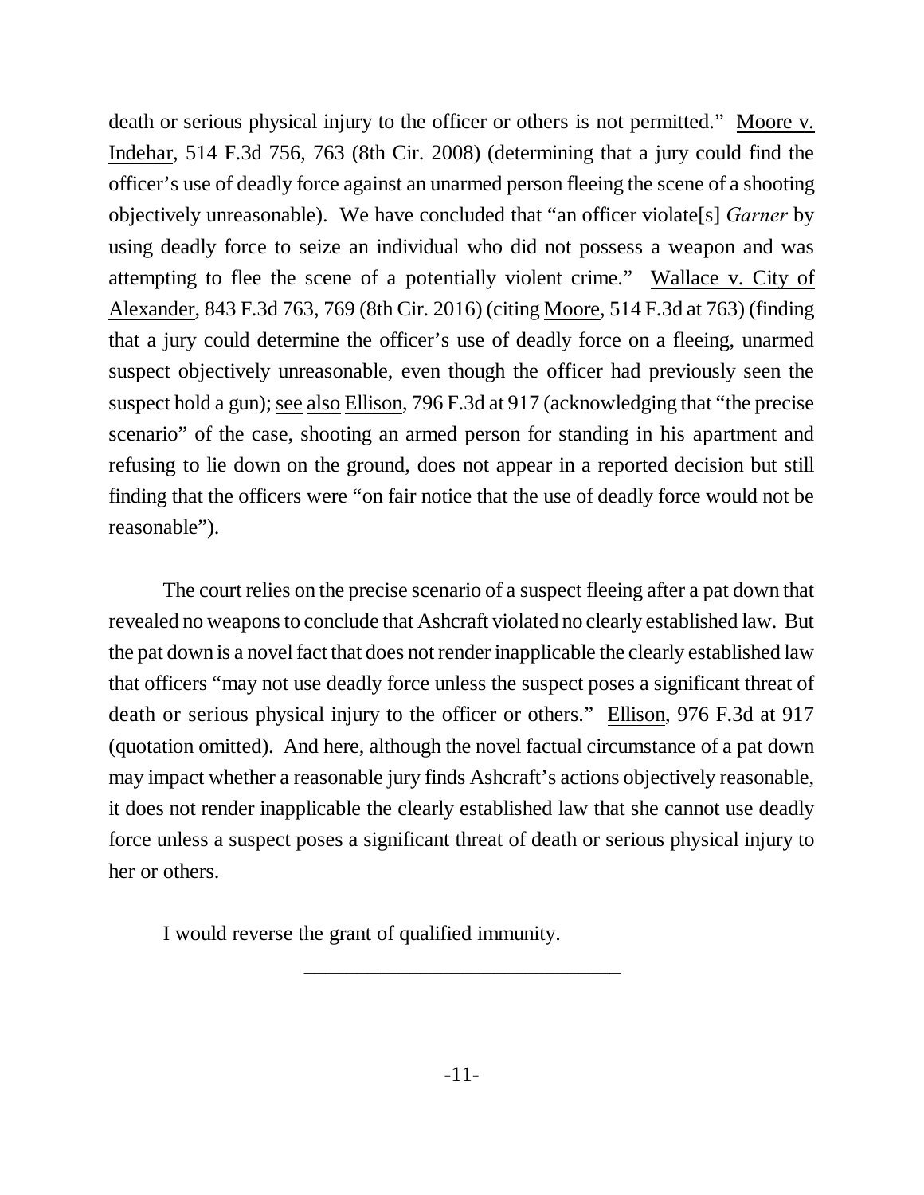death or serious physical injury to the officer or others is not permitted." Moore v. Indehar, 514 F.3d 756, 763 (8th Cir. 2008) (determining that a jury could find the officer's use of deadly force against an unarmed person fleeing the scene of a shooting objectively unreasonable). We have concluded that "an officer violate[s] *Garner* by using deadly force to seize an individual who did not possess a weapon and was attempting to flee the scene of a potentially violent crime." Wallace v. City of Alexander, 843 F.3d 763, 769 (8th Cir. 2016) (citing Moore, 514 F.3d at 763) (finding that a jury could determine the officer's use of deadly force on a fleeing, unarmed suspect objectively unreasonable, even though the officer had previously seen the suspect hold a gun); see also Ellison, 796 F.3d at 917 (acknowledging that "the precise scenario" of the case, shooting an armed person for standing in his apartment and refusing to lie down on the ground, does not appear in a reported decision but still finding that the officers were "on fair notice that the use of deadly force would not be reasonable").

The court relies on the precise scenario of a suspect fleeing after a pat down that revealed no weapons to conclude that Ashcraft violated no clearly established law. But the pat down is a novel fact that does not render inapplicable the clearly established law that officers "may not use deadly force unless the suspect poses a significant threat of death or serious physical injury to the officer or others." Ellison, 976 F.3d at 917 (quotation omitted). And here, although the novel factual circumstance of a pat down may impact whether a reasonable jury finds Ashcraft's actions objectively reasonable, it does not render inapplicable the clearly established law that she cannot use deadly force unless a suspect poses a significant threat of death or serious physical injury to her or others.

I would reverse the grant of qualified immunity.

______________________________